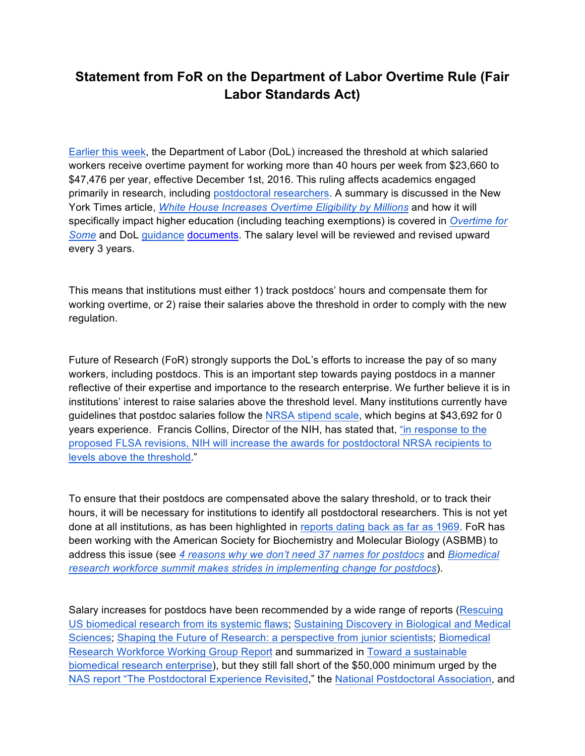# Statement from FoR on the Department of Labor Overtime Rule (Fair Labor Standards Act)

Earlier this week, the Department of Labor (DoL) increased the threshold at which salaried workers receive overtime payment for working more than 40 hours per week from $23,660 to $47,476 per year, effective December 1st, 2016. This ruling affects academics engaged primarily in research, including postdoctoral researchers. A summary is discussed in the New York Times article, *White House Increases Overtime Eligibility by Millions* and how it will specifically impact higher education (including teaching exemptions) is covered in *Overtime for Some* and DoL guidance documents. The salary level will be reviewed and revised upward every 3 years.

This means that institutions must either 1) track postdocs' hours and compensate them for working overtime, or 2) raise their salaries above the threshold in order to comply with the new regulation.

Future of Research (FoR) strongly supports the DoL's efforts to increase the pay of so many workers, including postdocs. This is an important step towards paying postdocs in a manner reflective of their expertise and importance to the research enterprise. We further believe it is in institutions' interest to raise salaries above the threshold level. Many institutions currently have guidelines that postdoc salaries follow the NRSA stipend scale, which begins at $43,692 for 0 years experience. Francis Collins, Director of the NIH, has stated that, "in response to the proposed FLSA revisions, NIH will increase the awards for postdoctoral NRSA recipients to levels above the threshold."

To ensure that their postdocs are compensated above the salary threshold, or to track their hours, it will be necessary for institutions to identify all postdoctoral researchers. This is not yet done at all institutions, as has been highlighted in reports dating back as far as 1969. FoR has been working with the American Society for Biochemistry and Molecular Biology (ASBMB) to address this issue (see *4 reasons why we don't need 37 names for postdocs* and *Biomedical research workforce summit makes strides in implementing change for postdocs*).

Salary increases for postdocs have been recommended by a wide range of reports (Rescuing US biomedical research from its systemic flaws; Sustaining Discovery in Biological and Medical Sciences; Shaping the Future of Research: a perspective from junior scientists; Biomedical Research Workforce Working Group Report and summarized in Toward a sustainable biomedical research enterprise), but they still fall short of the $50,000 minimum urged by the NAS report "The Postdoctoral Experience Revisited," the National Postdoctoral Association, and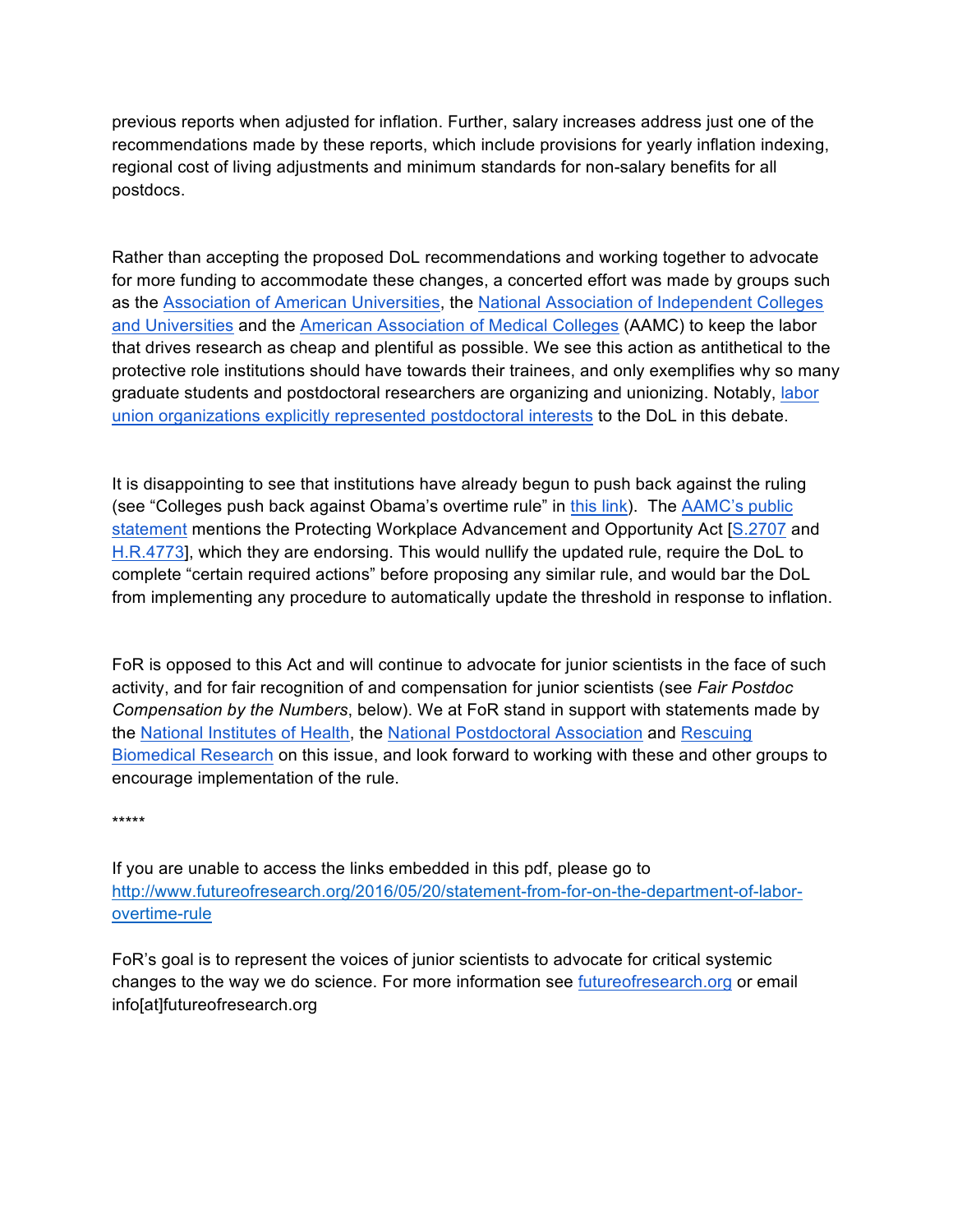previous reports when adjusted for inflation. Further, salary increases address just one of the recommendations made by these reports, which include provisions for yearly inflation indexing, regional cost of living adjustments and minimum standards for non-salary benefits for all postdocs.

Rather than accepting the proposed DoL recommendations and working together to advocate for more funding to accommodate these changes, a concerted effort was made by groups such as the Association of American Universities, the National Association of Independent Colleges and Universities and the American Association of Medical Colleges (AAMC) to keep the labor that drives research as cheap and plentiful as possible. We see this action as antithetical to the protective role institutions should have towards their trainees, and only exemplifies why so many graduate students and postdoctoral researchers are organizing and unionizing. Notably, labor union organizations explicitly represented postdoctoral interests to the DoL in this debate.

It is disappointing to see that institutions have already begun to push back against the ruling (see "Colleges push back against Obama's overtime rule" in this link). The AAMC's public statement mentions the Protecting Workplace Advancement and Opportunity Act [S.2707 and H.R.4773], which they are endorsing. This would nullify the updated rule, require the DoL to complete "certain required actions" before proposing any similar rule, and would bar the DoL from implementing any procedure to automatically update the threshold in response to inflation.

FoR is opposed to this Act and will continue to advocate for junior scientists in the face of such activity, and for fair recognition of and compensation for junior scientists (see *Fair Postdoc Compensation by the Numbers*, below). We at FoR stand in support with statements made by the National Institutes of Health, the National Postdoctoral Association and Rescuing Biomedical Research on this issue, and look forward to working with these and other groups to encourage implementation of the rule.

*****

If you are unable to access the links embedded in this pdf, please go to http://www.futureofresearch.org/2016/05/20/statement-from-for-on-the-department-of-labor-overtime-rule

FoR's goal is to represent the voices of junior scientists to advocate for critical systemic changes to the way we do science. For more information see futureofresearch.org or email info[at]futureofresearch.org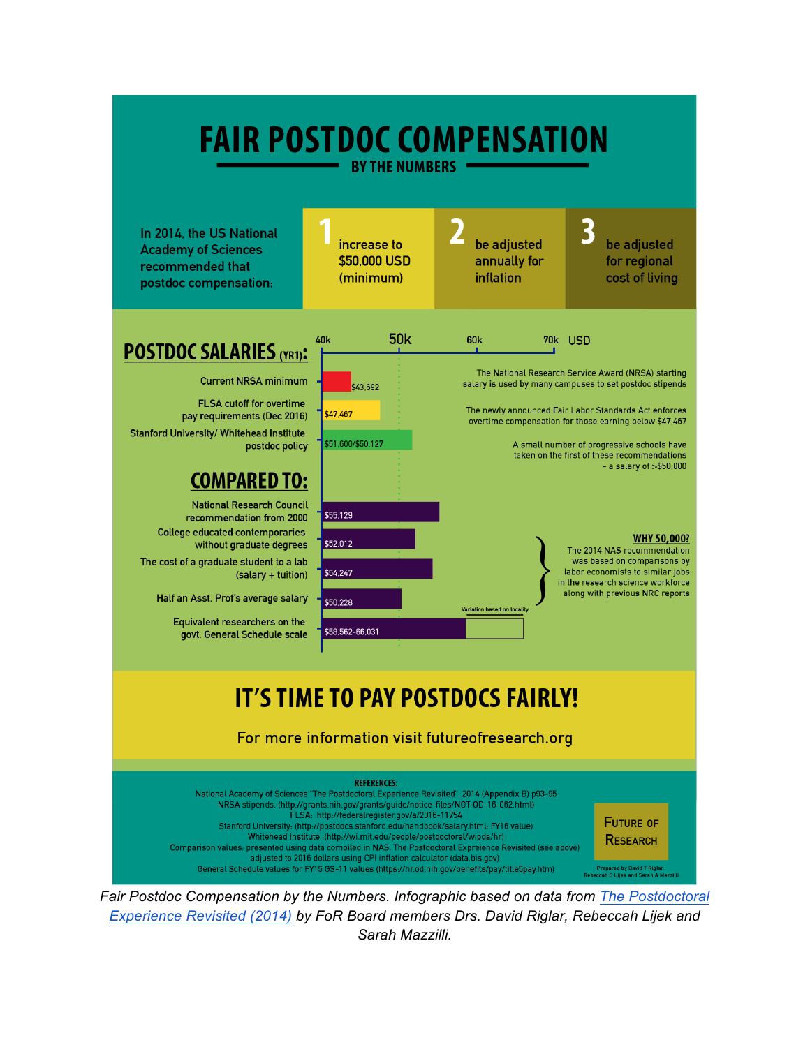# FAIR POSTDOC COMPENSATION

## BY THE NUMBERS

In 2014, the US National Academy of Sciences recommended that postdoc compensation:

1 increase to $50,000 USD (minimum)

2 be adjusted annually for inflation

3 be adjusted for regional cost of living

## POSTDOC SALARIES (YR1):

40k 50k 60k 70k USD

Current NRSA minimum $43,692

FLSA cutoff for overtime pay requirements (Dec 2016) $47,467

Stanford University/ Whitehead Institute postdoc policy $51,600/$50,127

The National Research Service Award (NRSA) starting salary is used by many campuses to set postdoc stipends

The newly announced Fair Labor Standards Act enforces overtime compensation for those earning below $47,467

A small number of progressive schools have taken on the first of these recommendations - a salary of >$50,000

## COMPARED TO:

National Research Council recommendation from 2000 $55,129

College educated contemporaries without graduate degrees $52,012

The cost of a graduate student to a lab (salary + tuition) $54,247

Half an Asst. Prof's average salary $50,228

Equivalent researchers on the govt. General Schedule scale $58,562-66,031

Variation based on locality

**WHY 50,000?**

The 2014 NAS recommendation was based on comparisons by labor economists to similar jobs in the research science workforce along with previous NRC reports

## IT'S TIME TO PAY POSTDOCS FAIRLY!

For more information visit futureofresearch.org

**REFERENCES:**

National Academy of Sciences "The Postdoctoral Experience Revisited", 2014 (Appendix B) p93-95
NRSA stipends: (http://grants.nih.gov/grants/guide/notice-files/NOT-OD-16-062.html)
FLSA: http://federalregister.gov/a/2016-11754
Stanford University: (http://postdocs.stanford.edu/handbook/salary.html; FY16 value)
Whitehead Institute :(http://wi.mit.edu/people/postdoctoral/wipda/hr)
Comparison values: presented using data compiled in NAS, The Postdoctoral Experience Revisited (see above) adjusted to 2016 dollars using CPI inflation calculator (data.bls.gov)
General Schedule values for FY15 GS-11 values (https://hr.od.nih.gov/benefits/pay/title5pay.htm)

FUTURE OF RESEARCH

Prepared by David T Riglar, Rebeccah S Lijek and Sarah A Mazzilli

*Fair Postdoc Compensation by the Numbers. Infographic based on data from The Postdoctoral Experience Revisited (2014) by FoR Board members Drs. David Riglar, Rebeccah Lijek and Sarah Mazzilli.*